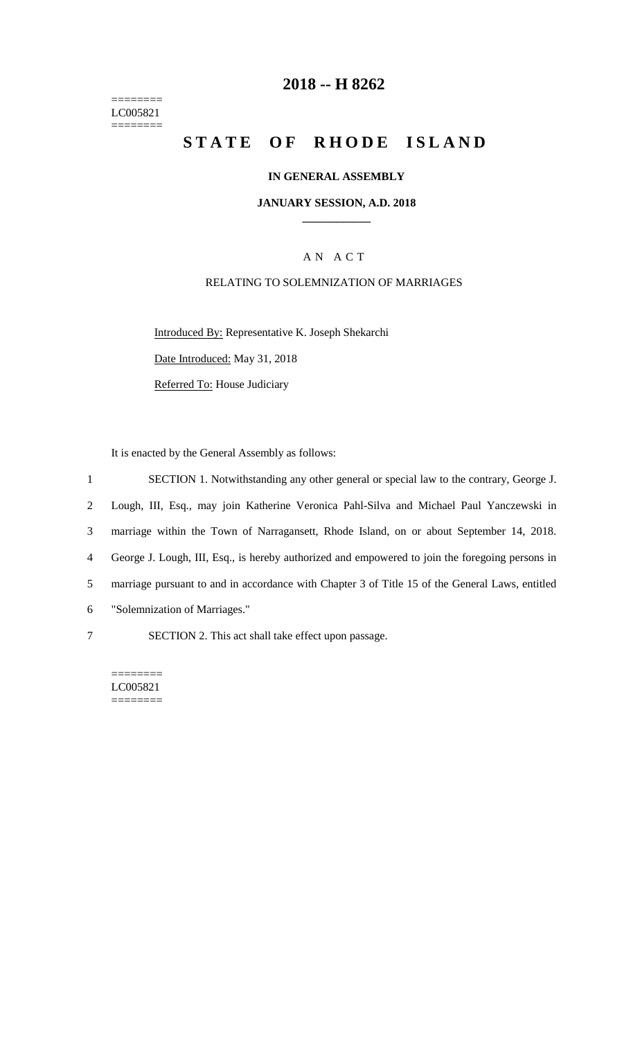========
LC005821
========

# 2018 -- H 8262

# STATE OF RHODE ISLAND

**IN GENERAL ASSEMBLY**

**JANUARY SESSION, A.D. 2018**

A N A C T

RELATING TO SOLEMNIZATION OF MARRIAGES

Introduced By: Representative K. Joseph Shekarchi

Date Introduced: May 31, 2018

Referred To: House Judiciary

It is enacted by the General Assembly as follows:

1 SECTION 1. Notwithstanding any other general or special law to the contrary, George J.
2 Lough, III, Esq., may join Katherine Veronica Pahl-Silva and Michael Paul Yanczewski in
3 marriage within the Town of Narragansett, Rhode Island, on or about September 14, 2018.
4 George J. Lough, III, Esq., is hereby authorized and empowered to join the foregoing persons in
5 marriage pursuant to and in accordance with Chapter 3 of Title 15 of the General Laws, entitled
6 "Solemnization of Marriages."

7 SECTION 2. This act shall take effect upon passage.

========
LC005821
========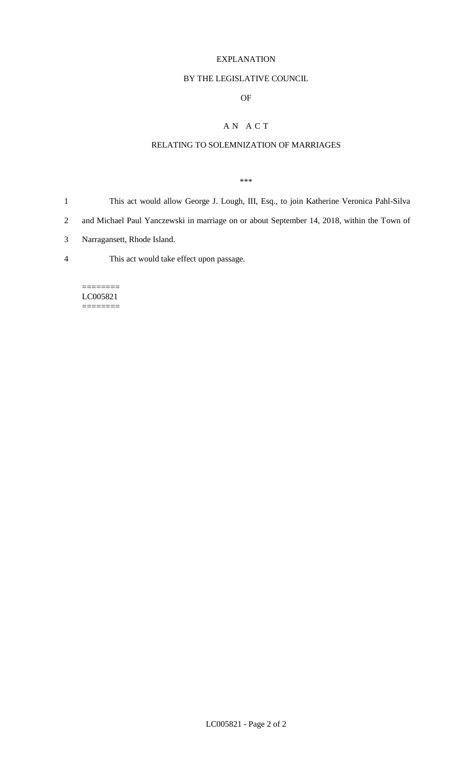EXPLANATION

BY THE LEGISLATIVE COUNCIL

OF

A N A C T

RELATING TO SOLEMNIZATION OF MARRIAGES

\*\*\*

1 This act would allow George J. Lough, III, Esq., to join Katherine Veronica Pahl-Silva
2 and Michael Paul Yanczewski in marriage on or about September 14, 2018, within the Town of
3 Narragansett, Rhode Island.
4 This act would take effect upon passage.

========
LC005821
========